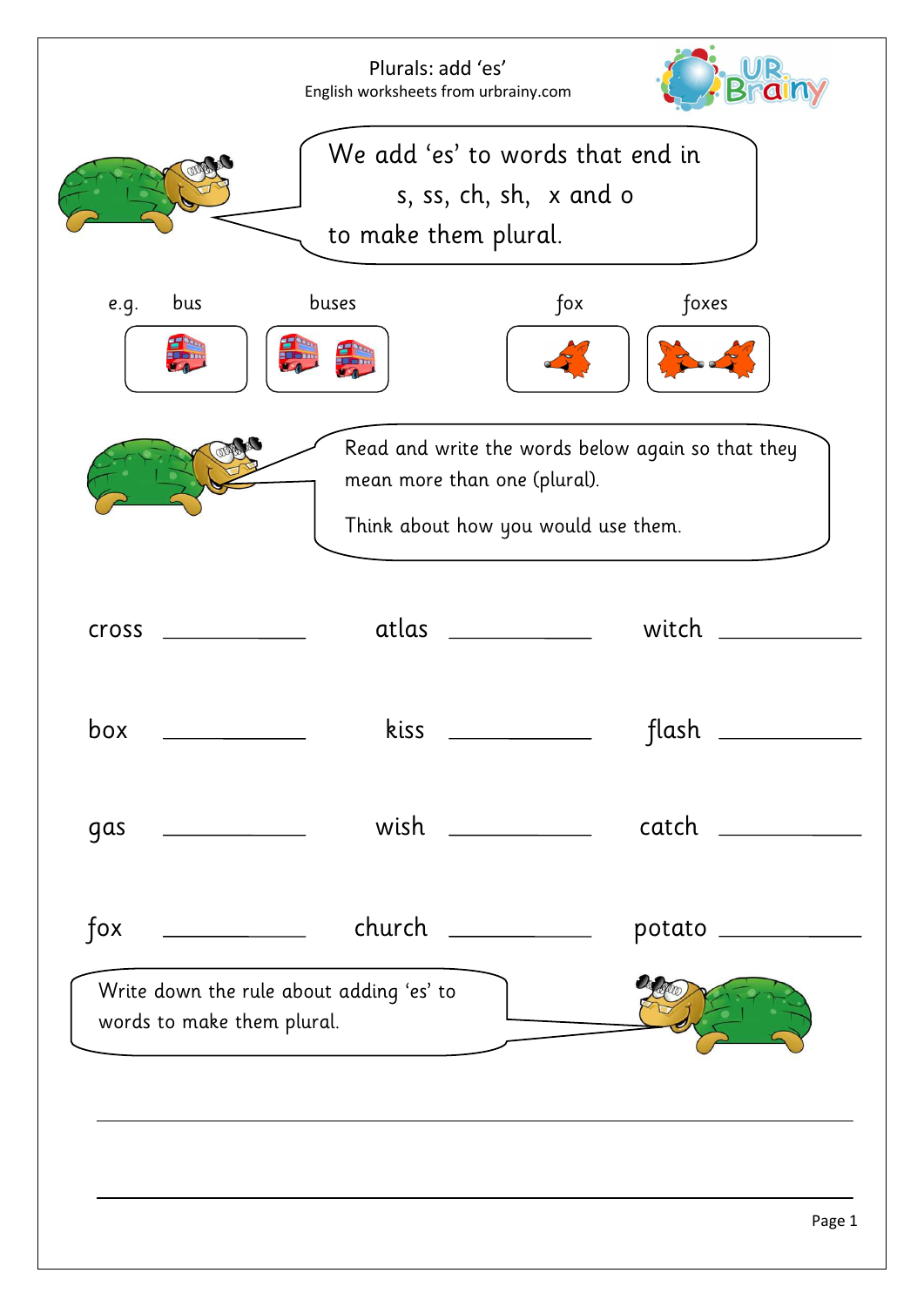# Plurals: add 'es'

English worksheets from urbrainy.com

We add 'es' to words that end in

s, ss, ch, sh, x and o

to make them plural.

e.g. bus — buses    fox — foxes

Read and write the words below again so that they mean more than one (plural).

Think about how you would use them.

| | | |
|---|---|---|
| cross ____________ | atlas ____________ | witch ____________ |
| box ____________ | kiss ____________ | flash ____________ |
| gas ____________ | wish ____________ | catch ____________ |
| fox ____________ | church ____________ | potato ____________ |

Write down the rule about adding 'es' to words to make them plural.

______________________________________________________________

______________________________________________________________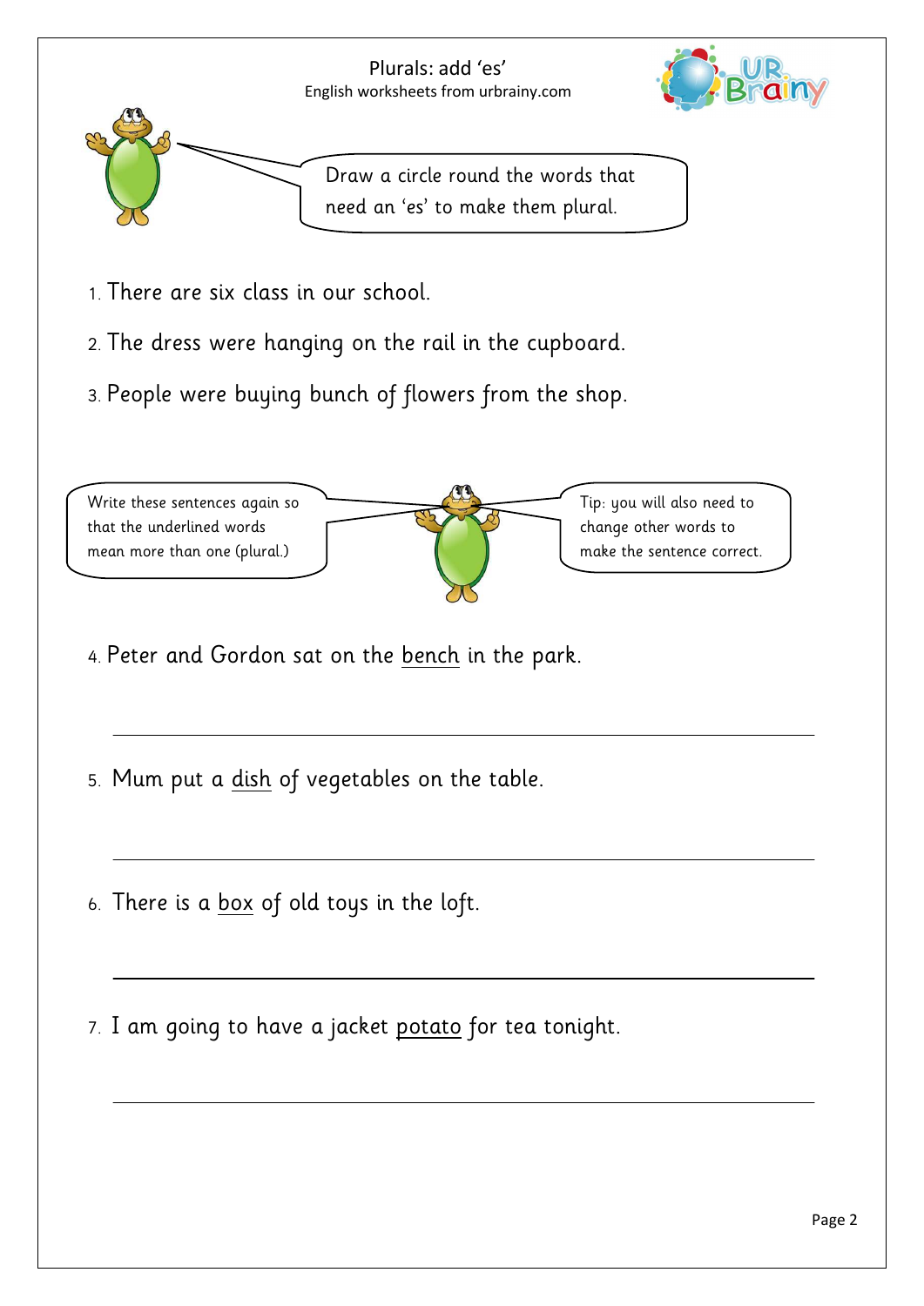# Plurals: add 'es'

English worksheets from urbrainy.com

Draw a circle round the words that need an 'es' to make them plural.

1. There are six class in our school.
2. The dress were hanging on the rail in the cupboard.
3. People were buying bunch of flowers from the shop.

Write these sentences again so that the underlined words mean more than one (plural.)

Tip: you will also need to change other words to make the sentence correct.

4. Peter and Gordon sat on the <u>bench</u> in the park.

_______________________________________________

5. Mum put a <u>dish</u> of vegetables on the table.

_______________________________________________

6. There is a <u>box</u> of old toys in the loft.

_______________________________________________

7. I am going to have a jacket <u>potato</u> for tea tonight.

_______________________________________________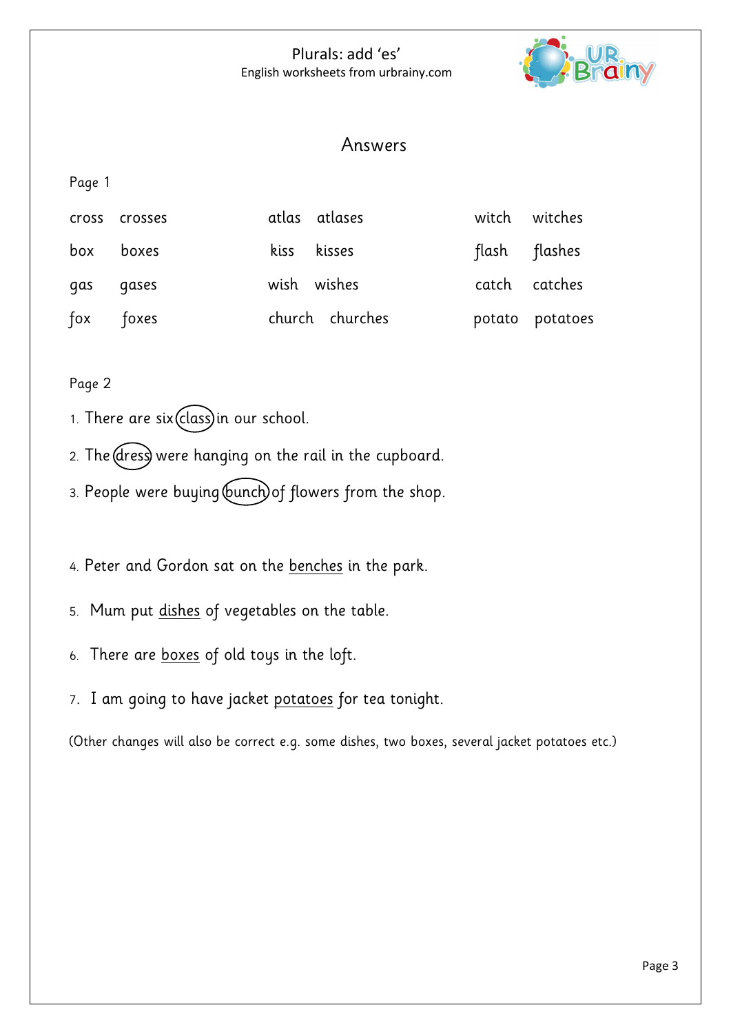# Answers

Page 1

| | | | | | |
|---|---|---|---|---|---|
| cross | crosses | atlas | atlases | witch | witches |
| box | boxes | kiss | kisses | flash | flashes |
| gas | gases | wish | wishes | catch | catches |
| fox | foxes | church | churches | potato | potatoes |

Page 2

1. There are six (class) in our school.
2. The (dress) were hanging on the rail in the cupboard.
3. People were buying (bunch) of flowers from the shop.

4. Peter and Gordon sat on the <u>benches</u> in the park.
5. Mum put <u>dishes</u> of vegetables on the table.
6. There are <u>boxes</u> of old toys in the loft.
7. I am going to have jacket <u>potatoes</u> for tea tonight.

(Other changes will also be correct e.g. some dishes, two boxes, several jacket potatoes etc.)